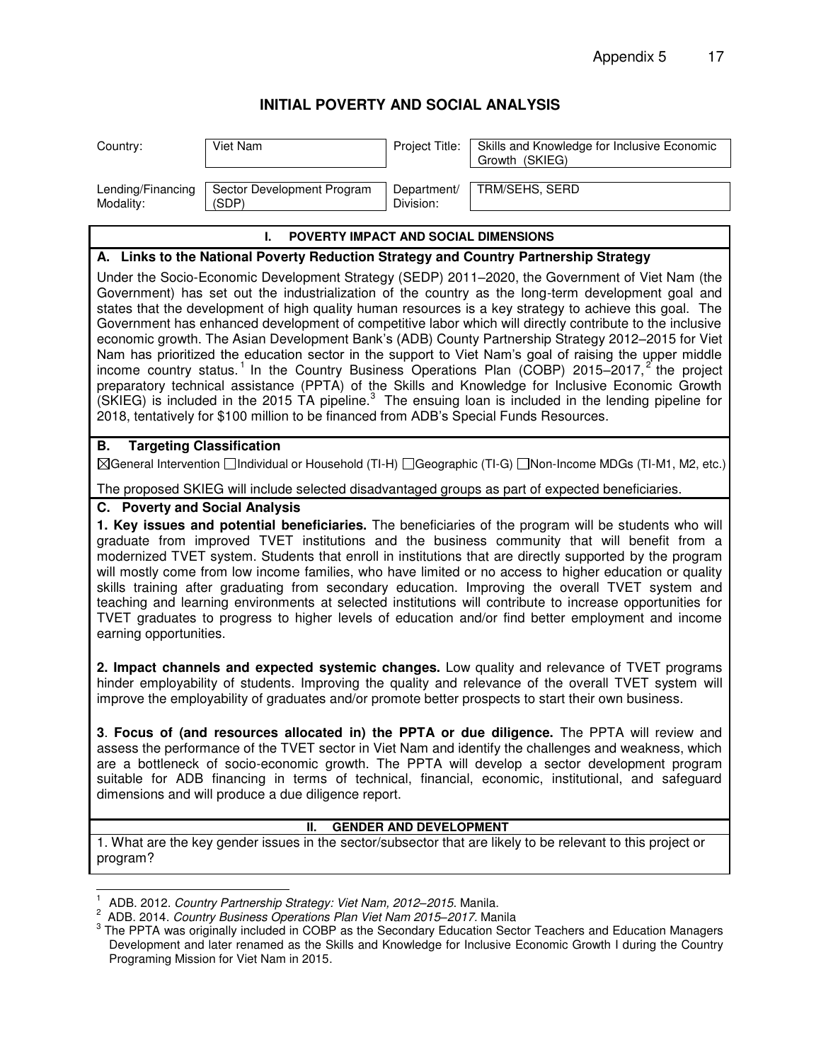# INITIAL POVERTY AND SOCIAL ANALYSIS

| Country: | Viet Nam | Project Title: | Skills and Knowledge for Inclusive Economic Growth (SKIEG) |
|---|---|---|---|
| Lending/Financing Modality: | Sector Development Program (SDP) | Department/ Division: | TRM/SEHS, SERD |

## I. POVERTY IMPACT AND SOCIAL DIMENSIONS

### A. Links to the National Poverty Reduction Strategy and Country Partnership Strategy

Under the Socio-Economic Development Strategy (SEDP) 2011–2020, the Government of Viet Nam (the Government) has set out the industrialization of the country as the long-term development goal and states that the development of high quality human resources is a key strategy to achieve this goal. The Government has enhanced development of competitive labor which will directly contribute to the inclusive economic growth. The Asian Development Bank's (ADB) County Partnership Strategy 2012–2015 for Viet Nam has prioritized the education sector in the support to Viet Nam's goal of raising the upper middle income country status.[1] In the Country Business Operations Plan (COBP) 2015–2017,[2] the project preparatory technical assistance (PPTA) of the Skills and Knowledge for Inclusive Economic Growth (SKIEG) is included in the 2015 TA pipeline.[3] The ensuing loan is included in the lending pipeline for 2018, tentatively for $100 million to be financed from ADB's Special Funds Resources.

### B. Targeting Classification

☒General Intervention ☐Individual or Household (TI-H) ☐Geographic (TI-G) ☐Non-Income MDGs (TI-M1, M2, etc.)

The proposed SKIEG will include selected disadvantaged groups as part of expected beneficiaries.

### C. Poverty and Social Analysis

**1. Key issues and potential beneficiaries.** The beneficiaries of the program will be students who will graduate from improved TVET institutions and the business community that will benefit from a modernized TVET system. Students that enroll in institutions that are directly supported by the program will mostly come from low income families, who have limited or no access to higher education or quality skills training after graduating from secondary education. Improving the overall TVET system and teaching and learning environments at selected institutions will contribute to increase opportunities for TVET graduates to progress to higher levels of education and/or find better employment and income earning opportunities.

**2. Impact channels and expected systemic changes.** Low quality and relevance of TVET programs hinder employability of students. Improving the quality and relevance of the overall TVET system will improve the employability of graduates and/or promote better prospects to start their own business.

**3**. **Focus of (and resources allocated in) the PPTA or due diligence.** The PPTA will review and assess the performance of the TVET sector in Viet Nam and identify the challenges and weakness, which are a bottleneck of socio-economic growth. The PPTA will develop a sector development program suitable for ADB financing in terms of technical, financial, economic, institutional, and safeguard dimensions and will produce a due diligence report.

## II. GENDER AND DEVELOPMENT

1. What are the key gender issues in the sector/subsector that are likely to be relevant to this project or program?

---

[1] ADB. 2012. *Country Partnership Strategy: Viet Nam, 2012–2015*. Manila.

[2] ADB. 2014. *Country Business Operations Plan Viet Nam 2015–2017.* Manila

[3] The PPTA was originally included in COBP as the Secondary Education Sector Teachers and Education Managers Development and later renamed as the Skills and Knowledge for Inclusive Economic Growth I during the Country Programing Mission for Viet Nam in 2015.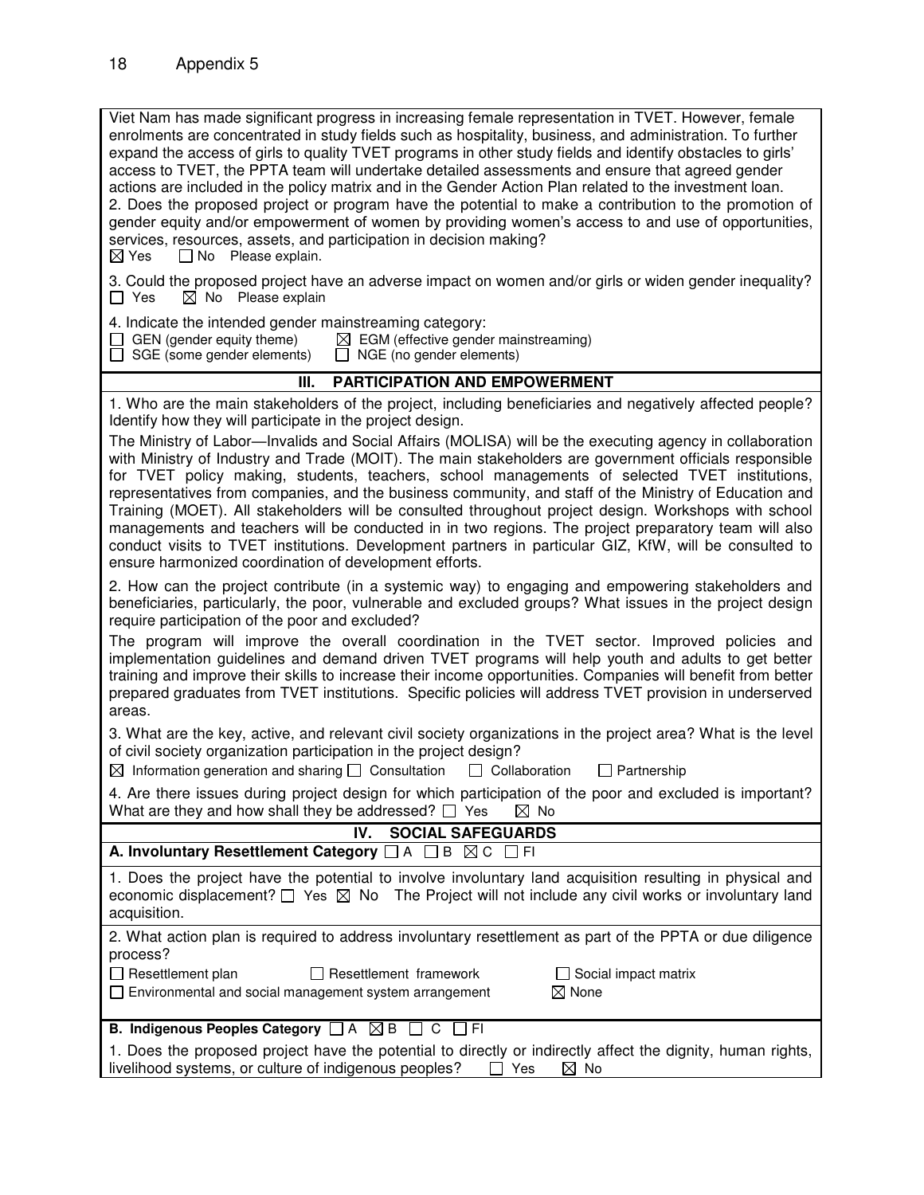Viet Nam has made significant progress in increasing female representation in TVET. However, female enrolments are concentrated in study fields such as hospitality, business, and administration. To further expand the access of girls to quality TVET programs in other study fields and identify obstacles to girls' access to TVET, the PPTA team will undertake detailed assessments and ensure that agreed gender actions are included in the policy matrix and in the Gender Action Plan related to the investment loan.

2. Does the proposed project or program have the potential to make a contribution to the promotion of gender equity and/or empowerment of women by providing women's access to and use of opportunities, services, resources, assets, and participation in decision making?
☒ Yes ☐ No Please explain.

3. Could the proposed project have an adverse impact on women and/or girls or widen gender inequality?
☐ Yes ☒ No Please explain

4. Indicate the intended gender mainstreaming category:
☐ GEN (gender equity theme) ☒ EGM (effective gender mainstreaming)
☐ SGE (some gender elements) ☐ NGE (no gender elements)

## III. PARTICIPATION AND EMPOWERMENT

1. Who are the main stakeholders of the project, including beneficiaries and negatively affected people? Identify how they will participate in the project design.

The Ministry of Labor—Invalids and Social Affairs (MOLISA) will be the executing agency in collaboration with Ministry of Industry and Trade (MOIT). The main stakeholders are government officials responsible for TVET policy making, students, teachers, school managements of selected TVET institutions, representatives from companies, and the business community, and staff of the Ministry of Education and Training (MOET). All stakeholders will be consulted throughout project design. Workshops with school managements and teachers will be conducted in in two regions. The project preparatory team will also conduct visits to TVET institutions. Development partners in particular GIZ, KfW, will be consulted to ensure harmonized coordination of development efforts.

2. How can the project contribute (in a systemic way) to engaging and empowering stakeholders and beneficiaries, particularly, the poor, vulnerable and excluded groups? What issues in the project design require participation of the poor and excluded?

The program will improve the overall coordination in the TVET sector. Improved policies and implementation guidelines and demand driven TVET programs will help youth and adults to get better training and improve their skills to increase their income opportunities. Companies will benefit from better prepared graduates from TVET institutions. Specific policies will address TVET provision in underserved areas.

3. What are the key, active, and relevant civil society organizations in the project area? What is the level of civil society organization participation in the project design?
☒ Information generation and sharing ☐ Consultation ☐ Collaboration ☐ Partnership

4. Are there issues during project design for which participation of the poor and excluded is important? What are they and how shall they be addressed? ☐ Yes ☒ No

## IV. SOCIAL SAFEGUARDS

**A. Involuntary Resettlement Category** ☐ A ☐ B ☒ C ☐ FI

1. Does the project have the potential to involve involuntary land acquisition resulting in physical and economic displacement? ☐ Yes ☒ No The Project will not include any civil works or involuntary land acquisition.

2. What action plan is required to address involuntary resettlement as part of the PPTA or due diligence process?
☐ Resettlement plan ☐ Resettlement framework ☐ Social impact matrix
☐ Environmental and social management system arrangement ☒ None

**B. Indigenous Peoples Category** ☐ A ☒ B ☐ C ☐ FI

1. Does the proposed project have the potential to directly or indirectly affect the dignity, human rights, livelihood systems, or culture of indigenous peoples? ☐ Yes ☒ No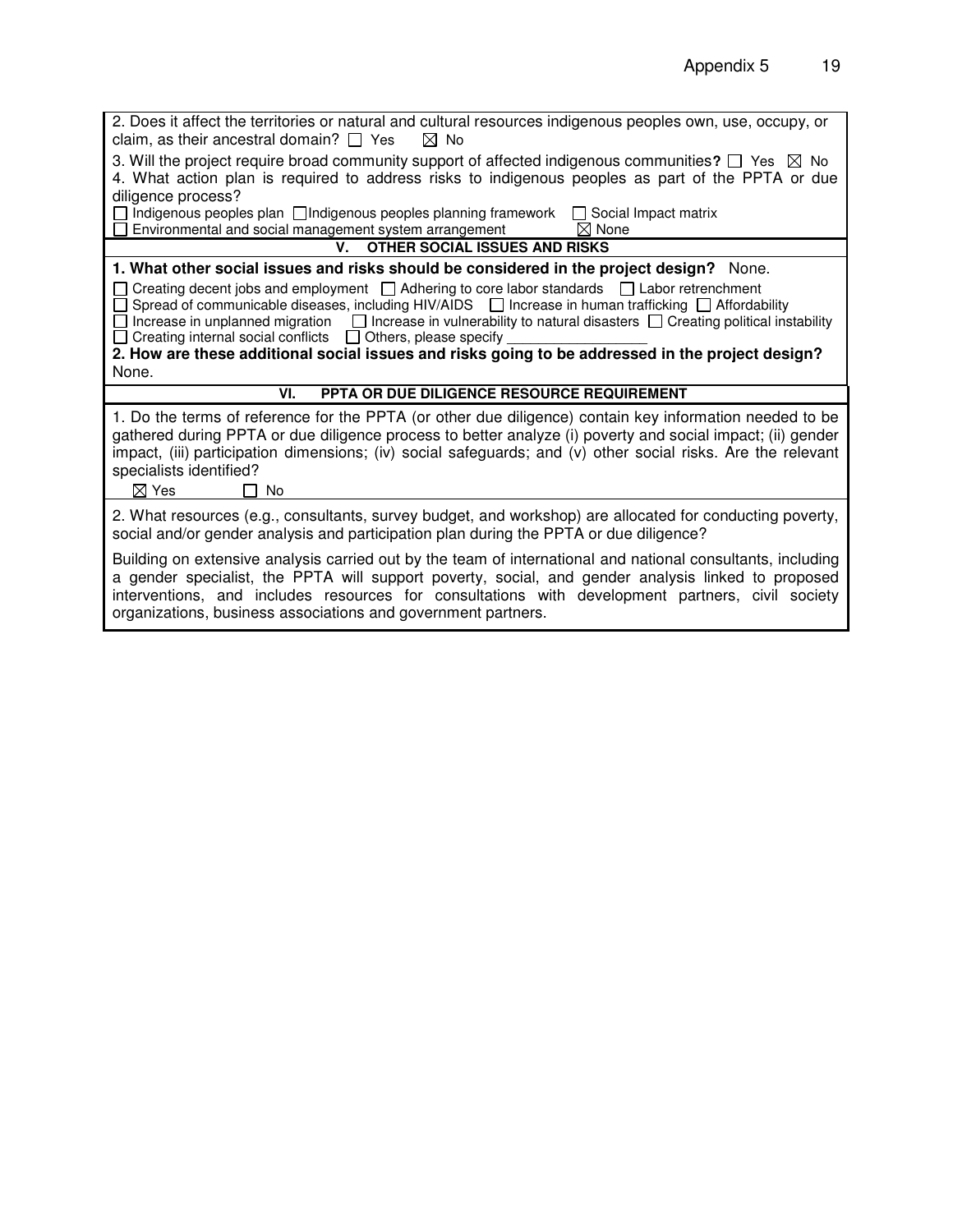2. Does it affect the territories or natural and cultural resources indigenous peoples own, use, occupy, or claim, as their ancestral domain? ☐ Yes ☒ No

3. Will the project require broad community support of affected indigenous communities**?** ☐ Yes ☒ No

4. What action plan is required to address risks to indigenous peoples as part of the PPTA or due diligence process?

☐ Indigenous peoples plan ☐ Indigenous peoples planning framework ☐ Social Impact matrix
☐ Environmental and social management system arrangement ☒ None

## V. OTHER SOCIAL ISSUES AND RISKS

**1. What other social issues and risks should be considered in the project design?** None.

☐ Creating decent jobs and employment ☐ Adhering to core labor standards ☐ Labor retrenchment
☐ Spread of communicable diseases, including HIV/AIDS ☐ Increase in human trafficking ☐ Affordability
☐ Increase in unplanned migration ☐ Increase in vulnerability to natural disasters ☐ Creating political instability
☐ Creating internal social conflicts ☐ Others, please specify ________________

**2. How are these additional social issues and risks going to be addressed in the project design?**
None.

## VI. PPTA OR DUE DILIGENCE RESOURCE REQUIREMENT

1. Do the terms of reference for the PPTA (or other due diligence) contain key information needed to be gathered during PPTA or due diligence process to better analyze (i) poverty and social impact; (ii) gender impact, (iii) participation dimensions; (iv) social safeguards; and (v) other social risks. Are the relevant specialists identified?

☒ Yes ☐ No

2. What resources (e.g., consultants, survey budget, and workshop) are allocated for conducting poverty, social and/or gender analysis and participation plan during the PPTA or due diligence?

Building on extensive analysis carried out by the team of international and national consultants, including a gender specialist, the PPTA will support poverty, social, and gender analysis linked to proposed interventions, and includes resources for consultations with development partners, civil society organizations, business associations and government partners.